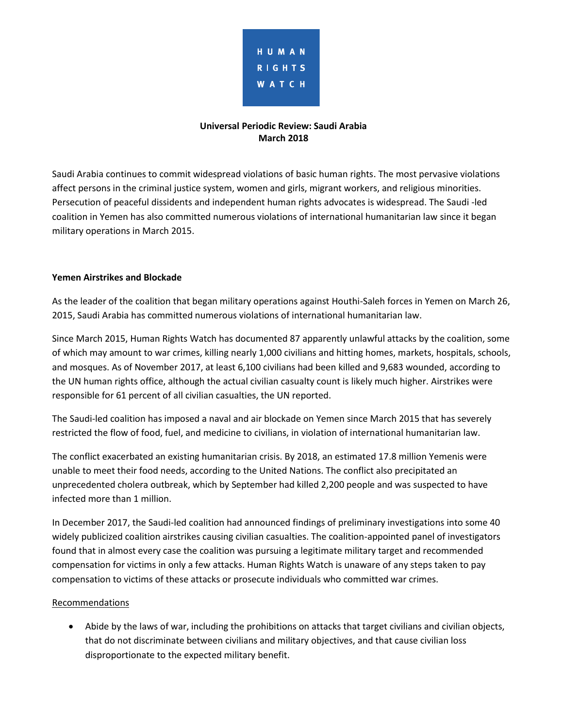HUMAN RIGHTS WATCH

**Universal Periodic Review: Saudi Arabia**
**March 2018**

Saudi Arabia continues to commit widespread violations of basic human rights. The most pervasive violations affect persons in the criminal justice system, women and girls, migrant workers, and religious minorities. Persecution of peaceful dissidents and independent human rights advocates is widespread. The Saudi -led coalition in Yemen has also committed numerous violations of international humanitarian law since it began military operations in March 2015.

## Yemen Airstrikes and Blockade

As the leader of the coalition that began military operations against Houthi-Saleh forces in Yemen on March 26, 2015, Saudi Arabia has committed numerous violations of international humanitarian law.

Since March 2015, Human Rights Watch has documented 87 apparently unlawful attacks by the coalition, some of which may amount to war crimes, killing nearly 1,000 civilians and hitting homes, markets, hospitals, schools, and mosques. As of November 2017, at least 6,100 civilians had been killed and 9,683 wounded, according to the UN human rights office, although the actual civilian casualty count is likely much higher. Airstrikes were responsible for 61 percent of all civilian casualties, the UN reported.

The Saudi-led coalition has imposed a naval and air blockade on Yemen since March 2015 that has severely restricted the flow of food, fuel, and medicine to civilians, in violation of international humanitarian law.

The conflict exacerbated an existing humanitarian crisis. By 2018, an estimated 17.8 million Yemenis were unable to meet their food needs, according to the United Nations. The conflict also precipitated an unprecedented cholera outbreak, which by September had killed 2,200 people and was suspected to have infected more than 1 million.

In December 2017, the Saudi-led coalition had announced findings of preliminary investigations into some 40 widely publicized coalition airstrikes causing civilian casualties. The coalition-appointed panel of investigators found that in almost every case the coalition was pursuing a legitimate military target and recommended compensation for victims in only a few attacks. Human Rights Watch is unaware of any steps taken to pay compensation to victims of these attacks or prosecute individuals who committed war crimes.

### Recommendations

- Abide by the laws of war, including the prohibitions on attacks that target civilians and civilian objects, that do not discriminate between civilians and military objectives, and that cause civilian loss disproportionate to the expected military benefit.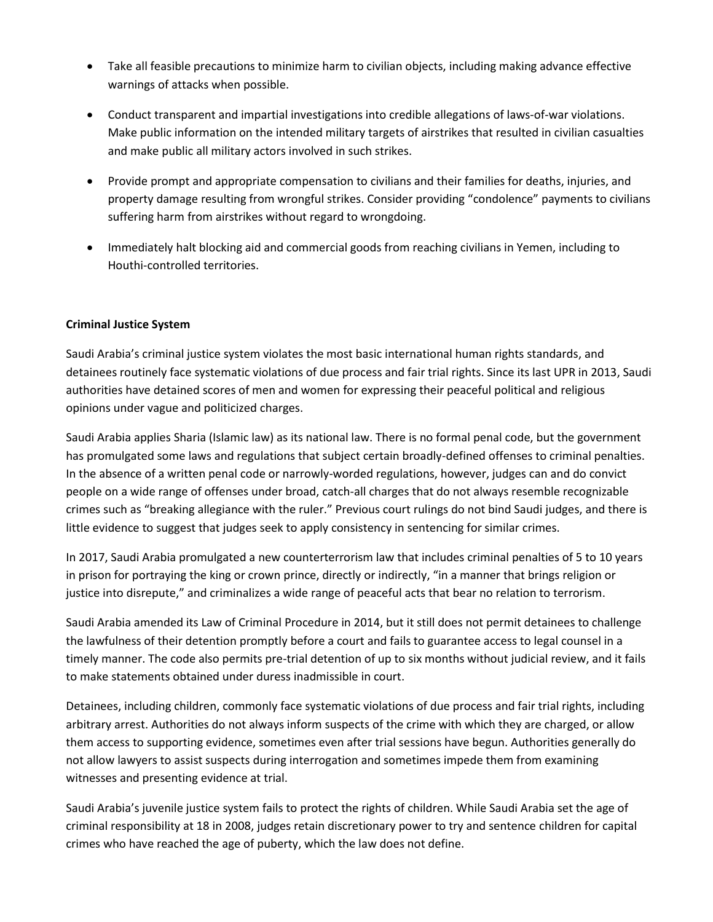- Take all feasible precautions to minimize harm to civilian objects, including making advance effective warnings of attacks when possible.
- Conduct transparent and impartial investigations into credible allegations of laws-of-war violations. Make public information on the intended military targets of airstrikes that resulted in civilian casualties and make public all military actors involved in such strikes.
- Provide prompt and appropriate compensation to civilians and their families for deaths, injuries, and property damage resulting from wrongful strikes. Consider providing "condolence" payments to civilians suffering harm from airstrikes without regard to wrongdoing.
- Immediately halt blocking aid and commercial goods from reaching civilians in Yemen, including to Houthi-controlled territories.

**Criminal Justice System**

Saudi Arabia's criminal justice system violates the most basic international human rights standards, and detainees routinely face systematic violations of due process and fair trial rights. Since its last UPR in 2013, Saudi authorities have detained scores of men and women for expressing their peaceful political and religious opinions under vague and politicized charges.

Saudi Arabia applies Sharia (Islamic law) as its national law. There is no formal penal code, but the government has promulgated some laws and regulations that subject certain broadly-defined offenses to criminal penalties. In the absence of a written penal code or narrowly-worded regulations, however, judges can and do convict people on a wide range of offenses under broad, catch-all charges that do not always resemble recognizable crimes such as "breaking allegiance with the ruler." Previous court rulings do not bind Saudi judges, and there is little evidence to suggest that judges seek to apply consistency in sentencing for similar crimes.

In 2017, Saudi Arabia promulgated a new counterterrorism law that includes criminal penalties of 5 to 10 years in prison for portraying the king or crown prince, directly or indirectly, "in a manner that brings religion or justice into disrepute," and criminalizes a wide range of peaceful acts that bear no relation to terrorism.

Saudi Arabia amended its Law of Criminal Procedure in 2014, but it still does not permit detainees to challenge the lawfulness of their detention promptly before a court and fails to guarantee access to legal counsel in a timely manner. The code also permits pre-trial detention of up to six months without judicial review, and it fails to make statements obtained under duress inadmissible in court.

Detainees, including children, commonly face systematic violations of due process and fair trial rights, including arbitrary arrest. Authorities do not always inform suspects of the crime with which they are charged, or allow them access to supporting evidence, sometimes even after trial sessions have begun. Authorities generally do not allow lawyers to assist suspects during interrogation and sometimes impede them from examining witnesses and presenting evidence at trial.

Saudi Arabia's juvenile justice system fails to protect the rights of children. While Saudi Arabia set the age of criminal responsibility at 18 in 2008, judges retain discretionary power to try and sentence children for capital crimes who have reached the age of puberty, which the law does not define.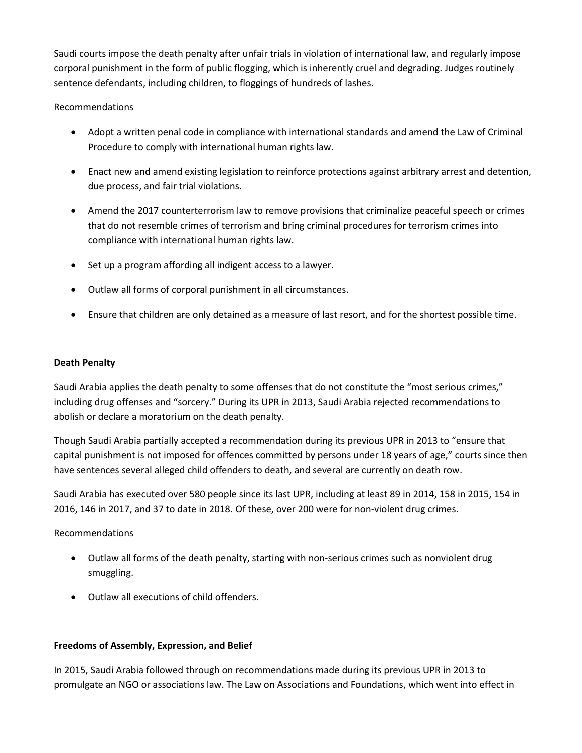Saudi courts impose the death penalty after unfair trials in violation of international law, and regularly impose corporal punishment in the form of public flogging, which is inherently cruel and degrading. Judges routinely sentence defendants, including children, to floggings of hundreds of lashes.

Recommendations

- Adopt a written penal code in compliance with international standards and amend the Law of Criminal Procedure to comply with international human rights law.
- Enact new and amend existing legislation to reinforce protections against arbitrary arrest and detention, due process, and fair trial violations.
- Amend the 2017 counterterrorism law to remove provisions that criminalize peaceful speech or crimes that do not resemble crimes of terrorism and bring criminal procedures for terrorism crimes into compliance with international human rights law.
- Set up a program affording all indigent access to a lawyer.
- Outlaw all forms of corporal punishment in all circumstances.
- Ensure that children are only detained as a measure of last resort, and for the shortest possible time.

**Death Penalty**

Saudi Arabia applies the death penalty to some offenses that do not constitute the "most serious crimes," including drug offenses and "sorcery." During its UPR in 2013, Saudi Arabia rejected recommendations to abolish or declare a moratorium on the death penalty.

Though Saudi Arabia partially accepted a recommendation during its previous UPR in 2013 to "ensure that capital punishment is not imposed for offences committed by persons under 18 years of age," courts since then have sentences several alleged child offenders to death, and several are currently on death row.

Saudi Arabia has executed over 580 people since its last UPR, including at least 89 in 2014, 158 in 2015, 154 in 2016, 146 in 2017, and 37 to date in 2018. Of these, over 200 were for non-violent drug crimes.

Recommendations

- Outlaw all forms of the death penalty, starting with non-serious crimes such as nonviolent drug smuggling.
- Outlaw all executions of child offenders.

**Freedoms of Assembly, Expression, and Belief**

In 2015, Saudi Arabia followed through on recommendations made during its previous UPR in 2013 to promulgate an NGO or associations law. The Law on Associations and Foundations, which went into effect in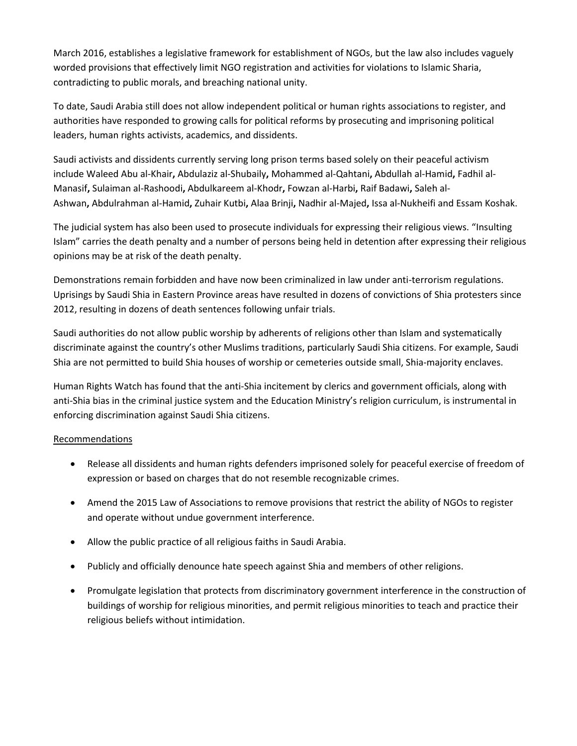March 2016, establishes a legislative framework for establishment of NGOs, but the law also includes vaguely worded provisions that effectively limit NGO registration and activities for violations to Islamic Sharia, contradicting to public morals, and breaching national unity.

To date, Saudi Arabia still does not allow independent political or human rights associations to register, and authorities have responded to growing calls for political reforms by prosecuting and imprisoning political leaders, human rights activists, academics, and dissidents.

Saudi activists and dissidents currently serving long prison terms based solely on their peaceful activism include Waleed Abu al-Khair**,** Abdulaziz al-Shubaily**,** Mohammed al-Qahtani**,** Abdullah al-Hamid**,** Fadhil al-Manasif**,** Sulaiman al-Rashoodi**,** Abdulkareem al-Khodr**,** Fowzan al-Harbi**,** Raif Badawi**,** Saleh al-Ashwan**,** Abdulrahman al-Hamid**,** Zuhair Kutbi**,** Alaa Brinji**,** Nadhir al-Majed**,** Issa al-Nukheifi and Essam Koshak.

The judicial system has also been used to prosecute individuals for expressing their religious views. "Insulting Islam" carries the death penalty and a number of persons being held in detention after expressing their religious opinions may be at risk of the death penalty.

Demonstrations remain forbidden and have now been criminalized in law under anti-terrorism regulations. Uprisings by Saudi Shia in Eastern Province areas have resulted in dozens of convictions of Shia protesters since 2012, resulting in dozens of death sentences following unfair trials.

Saudi authorities do not allow public worship by adherents of religions other than Islam and systematically discriminate against the country's other Muslims traditions, particularly Saudi Shia citizens. For example, Saudi Shia are not permitted to build Shia houses of worship or cemeteries outside small, Shia-majority enclaves.

Human Rights Watch has found that the anti-Shia incitement by clerics and government officials, along with anti-Shia bias in the criminal justice system and the Education Ministry's religion curriculum, is instrumental in enforcing discrimination against Saudi Shia citizens.

<u>Recommendations</u>

- Release all dissidents and human rights defenders imprisoned solely for peaceful exercise of freedom of expression or based on charges that do not resemble recognizable crimes.
- Amend the 2015 Law of Associations to remove provisions that restrict the ability of NGOs to register and operate without undue government interference.
- Allow the public practice of all religious faiths in Saudi Arabia.
- Publicly and officially denounce hate speech against Shia and members of other religions.
- Promulgate legislation that protects from discriminatory government interference in the construction of buildings of worship for religious minorities, and permit religious minorities to teach and practice their religious beliefs without intimidation.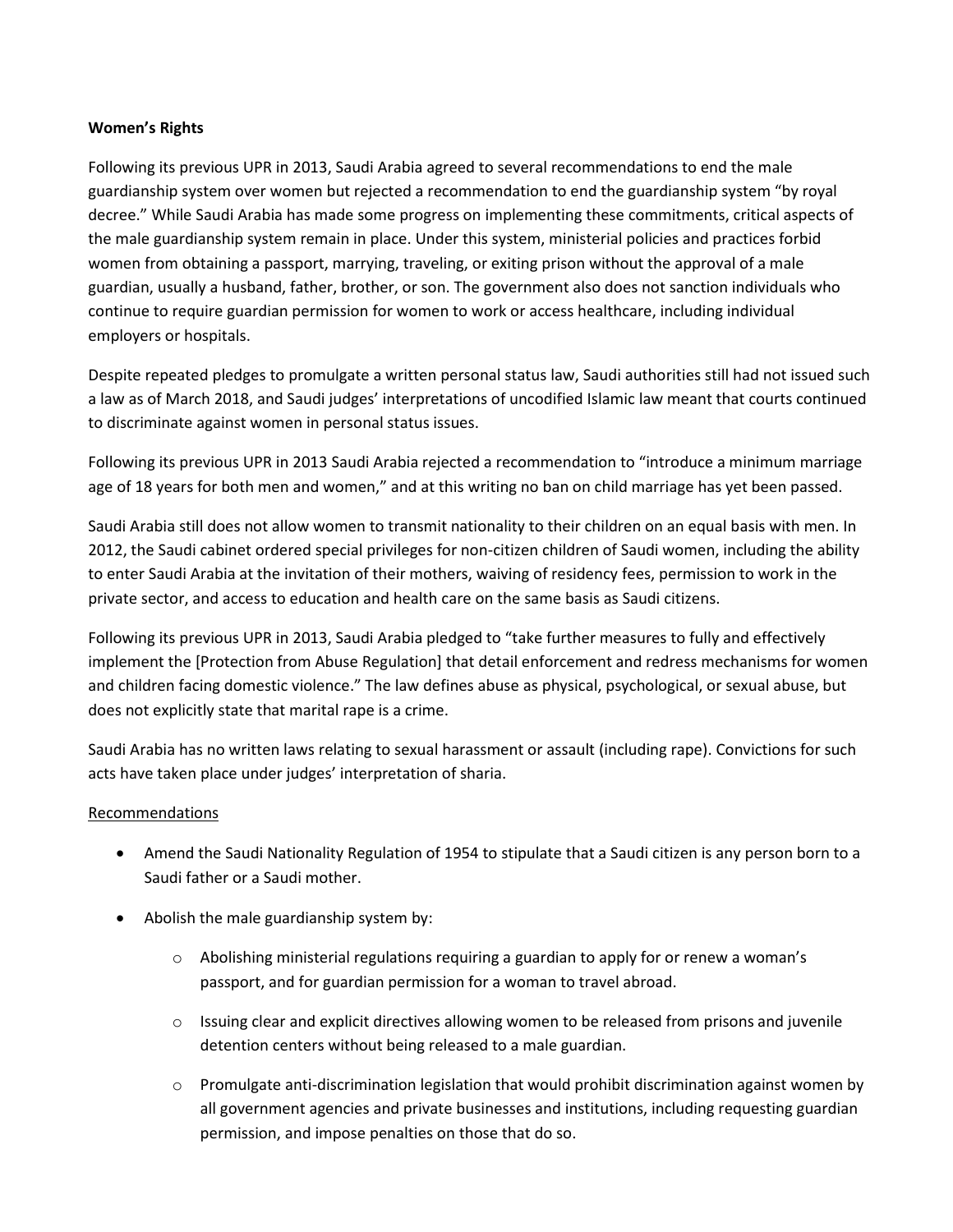**Women's Rights**

Following its previous UPR in 2013, Saudi Arabia agreed to several recommendations to end the male guardianship system over women but rejected a recommendation to end the guardianship system "by royal decree." While Saudi Arabia has made some progress on implementing these commitments, critical aspects of the male guardianship system remain in place. Under this system, ministerial policies and practices forbid women from obtaining a passport, marrying, traveling, or exiting prison without the approval of a male guardian, usually a husband, father, brother, or son. The government also does not sanction individuals who continue to require guardian permission for women to work or access healthcare, including individual employers or hospitals.

Despite repeated pledges to promulgate a written personal status law, Saudi authorities still had not issued such a law as of March 2018, and Saudi judges' interpretations of uncodified Islamic law meant that courts continued to discriminate against women in personal status issues.

Following its previous UPR in 2013 Saudi Arabia rejected a recommendation to "introduce a minimum marriage age of 18 years for both men and women," and at this writing no ban on child marriage has yet been passed.

Saudi Arabia still does not allow women to transmit nationality to their children on an equal basis with men. In 2012, the Saudi cabinet ordered special privileges for non-citizen children of Saudi women, including the ability to enter Saudi Arabia at the invitation of their mothers, waiving of residency fees, permission to work in the private sector, and access to education and health care on the same basis as Saudi citizens.

Following its previous UPR in 2013, Saudi Arabia pledged to "take further measures to fully and effectively implement the [Protection from Abuse Regulation] that detail enforcement and redress mechanisms for women and children facing domestic violence." The law defines abuse as physical, psychological, or sexual abuse, but does not explicitly state that marital rape is a crime.

Saudi Arabia has no written laws relating to sexual harassment or assault (including rape). Convictions for such acts have taken place under judges' interpretation of sharia.

Recommendations

- Amend the Saudi Nationality Regulation of 1954 to stipulate that a Saudi citizen is any person born to a Saudi father or a Saudi mother.
- Abolish the male guardianship system by:
  - Abolishing ministerial regulations requiring a guardian to apply for or renew a woman's passport, and for guardian permission for a woman to travel abroad.
  - Issuing clear and explicit directives allowing women to be released from prisons and juvenile detention centers without being released to a male guardian.
  - Promulgate anti-discrimination legislation that would prohibit discrimination against women by all government agencies and private businesses and institutions, including requesting guardian permission, and impose penalties on those that do so.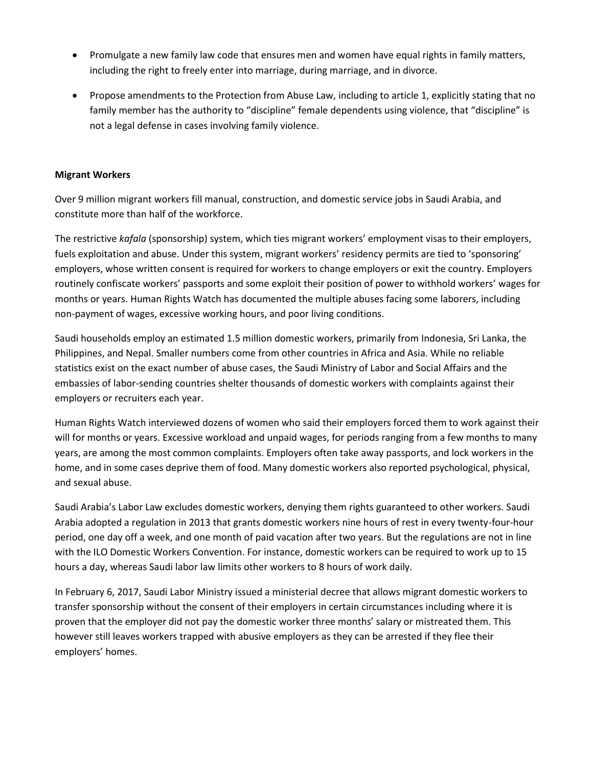- Promulgate a new family law code that ensures men and women have equal rights in family matters, including the right to freely enter into marriage, during marriage, and in divorce.
- Propose amendments to the Protection from Abuse Law, including to article 1, explicitly stating that no family member has the authority to "discipline" female dependents using violence, that "discipline" is not a legal defense in cases involving family violence.

**Migrant Workers**

Over 9 million migrant workers fill manual, construction, and domestic service jobs in Saudi Arabia, and constitute more than half of the workforce.

The restrictive *kafala* (sponsorship) system, which ties migrant workers' employment visas to their employers, fuels exploitation and abuse. Under this system, migrant workers' residency permits are tied to 'sponsoring' employers, whose written consent is required for workers to change employers or exit the country. Employers routinely confiscate workers' passports and some exploit their position of power to withhold workers' wages for months or years. Human Rights Watch has documented the multiple abuses facing some laborers, including non-payment of wages, excessive working hours, and poor living conditions.

Saudi households employ an estimated 1.5 million domestic workers, primarily from Indonesia, Sri Lanka, the Philippines, and Nepal. Smaller numbers come from other countries in Africa and Asia. While no reliable statistics exist on the exact number of abuse cases, the Saudi Ministry of Labor and Social Affairs and the embassies of labor-sending countries shelter thousands of domestic workers with complaints against their employers or recruiters each year.

Human Rights Watch interviewed dozens of women who said their employers forced them to work against their will for months or years. Excessive workload and unpaid wages, for periods ranging from a few months to many years, are among the most common complaints. Employers often take away passports, and lock workers in the home, and in some cases deprive them of food. Many domestic workers also reported psychological, physical, and sexual abuse.

Saudi Arabia's Labor Law excludes domestic workers, denying them rights guaranteed to other workers. Saudi Arabia adopted a regulation in 2013 that grants domestic workers nine hours of rest in every twenty-four-hour period, one day off a week, and one month of paid vacation after two years. But the regulations are not in line with the ILO Domestic Workers Convention. For instance, domestic workers can be required to work up to 15 hours a day, whereas Saudi labor law limits other workers to 8 hours of work daily.

In February 6, 2017, Saudi Labor Ministry issued a ministerial decree that allows migrant domestic workers to transfer sponsorship without the consent of their employers in certain circumstances including where it is proven that the employer did not pay the domestic worker three months' salary or mistreated them. This however still leaves workers trapped with abusive employers as they can be arrested if they flee their employers' homes.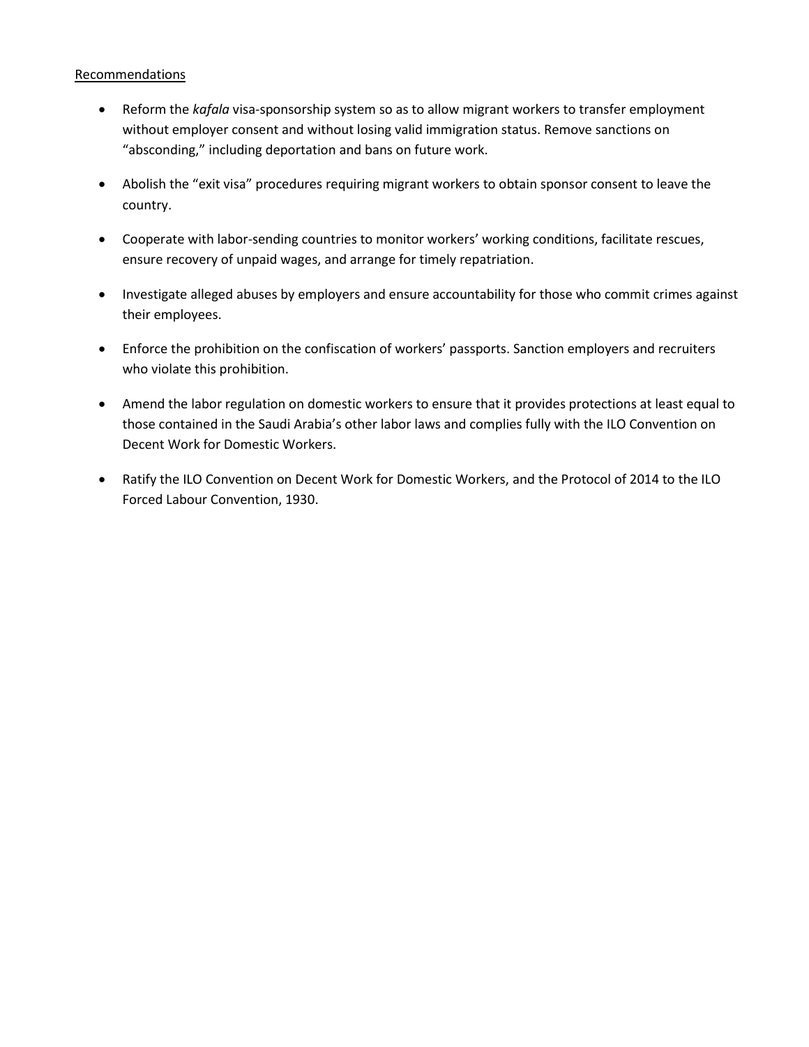Recommendations

- Reform the *kafala* visa-sponsorship system so as to allow migrant workers to transfer employment without employer consent and without losing valid immigration status. Remove sanctions on "absconding," including deportation and bans on future work.

- Abolish the "exit visa" procedures requiring migrant workers to obtain sponsor consent to leave the country.

- Cooperate with labor-sending countries to monitor workers' working conditions, facilitate rescues, ensure recovery of unpaid wages, and arrange for timely repatriation.

- Investigate alleged abuses by employers and ensure accountability for those who commit crimes against their employees.

- Enforce the prohibition on the confiscation of workers' passports. Sanction employers and recruiters who violate this prohibition.

- Amend the labor regulation on domestic workers to ensure that it provides protections at least equal to those contained in the Saudi Arabia's other labor laws and complies fully with the ILO Convention on Decent Work for Domestic Workers.

- Ratify the ILO Convention on Decent Work for Domestic Workers, and the Protocol of 2014 to the ILO Forced Labour Convention, 1930.